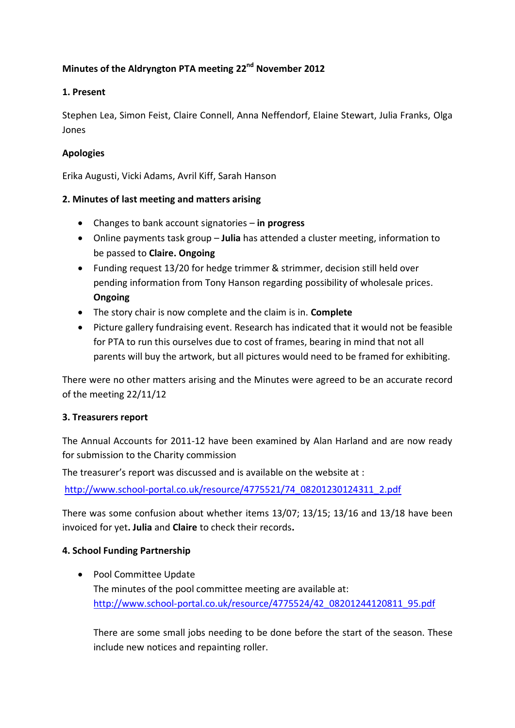**Minutes of the Aldryngton PTA meeting 22nd November 2012**

**1. Present**

Stephen Lea, Simon Feist, Claire Connell, Anna Neffendorf, Elaine Stewart, Julia Franks, Olga Jones

**Apologies**

Erika Augusti, Vicki Adams, Avril Kiff, Sarah Hanson

**2. Minutes of last meeting and matters arising**

- Changes to bank account signatories – **in progress**
- Online payments task group – **Julia** has attended a cluster meeting, information to be passed to **Claire. Ongoing**
- Funding request 13/20 for hedge trimmer & strimmer, decision still held over pending information from Tony Hanson regarding possibility of wholesale prices. **Ongoing**
- The story chair is now complete and the claim is in. **Complete**
- Picture gallery fundraising event. Research has indicated that it would not be feasible for PTA to run this ourselves due to cost of frames, bearing in mind that not all parents will buy the artwork, but all pictures would need to be framed for exhibiting.

There were no other matters arising and the Minutes were agreed to be an accurate record of the meeting 22/11/12

**3. Treasurers report**

The Annual Accounts for 2011-12 have been examined by Alan Harland and are now ready for submission to the Charity commission

The treasurer's report was discussed and is available on the website at :

http://www.school-portal.co.uk/resource/4775521/74_08201230124311_2.pdf

There was some confusion about whether items 13/07; 13/15; 13/16 and 13/18 have been invoiced for yet**. Julia** and **Claire** to check their records**.**

**4. School Funding Partnership**

- Pool Committee Update
  The minutes of the pool committee meeting are available at:
  http://www.school-portal.co.uk/resource/4775524/42_08201244120811_95.pdf

  There are some small jobs needing to be done before the start of the season. These include new notices and repainting roller.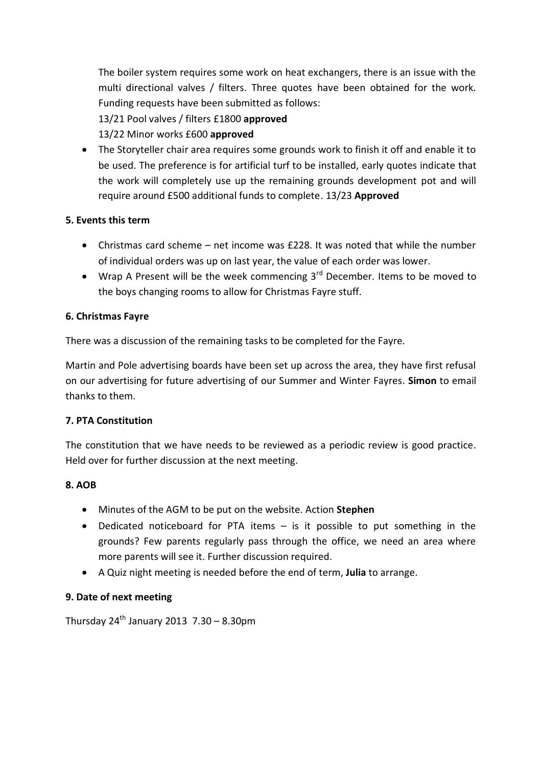The boiler system requires some work on heat exchangers, there is an issue with the multi directional valves / filters. Three quotes have been obtained for the work. Funding requests have been submitted as follows:

13/21 Pool valves / filters £1800 **approved**

13/22 Minor works £600 **approved**

- The Storyteller chair area requires some grounds work to finish it off and enable it to be used. The preference is for artificial turf to be installed, early quotes indicate that the work will completely use up the remaining grounds development pot and will require around £500 additional funds to complete. 13/23 **Approved**

**5. Events this term**

- Christmas card scheme – net income was £228. It was noted that while the number of individual orders was up on last year, the value of each order was lower.
- Wrap A Present will be the week commencing 3rd December. Items to be moved to the boys changing rooms to allow for Christmas Fayre stuff.

**6. Christmas Fayre**

There was a discussion of the remaining tasks to be completed for the Fayre.

Martin and Pole advertising boards have been set up across the area, they have first refusal on our advertising for future advertising of our Summer and Winter Fayres. **Simon** to email thanks to them.

**7. PTA Constitution**

The constitution that we have needs to be reviewed as a periodic review is good practice. Held over for further discussion at the next meeting.

**8. AOB**

- Minutes of the AGM to be put on the website. Action **Stephen**
- Dedicated noticeboard for PTA items – is it possible to put something in the grounds? Few parents regularly pass through the office, we need an area where more parents will see it. Further discussion required.
- A Quiz night meeting is needed before the end of term, **Julia** to arrange.

**9. Date of next meeting**

Thursday 24th January 2013 7.30 – 8.30pm